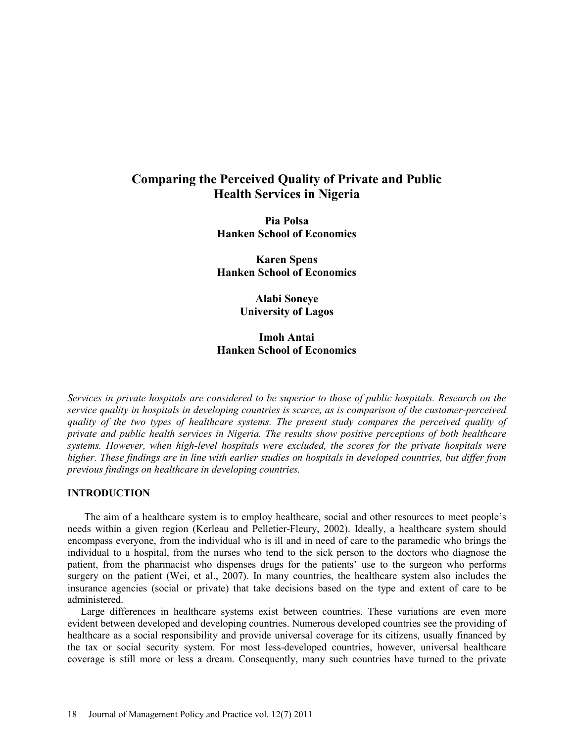# Comparing the Perceived Quality of Private and Public Health Services in Nigeria

**Pia Polsa**
**Hanken School of Economics**

**Karen Spens**
**Hanken School of Economics**

**Alabi Soneye**
**University of Lagos**

**Imoh Antai**
**Hanken School of Economics**

*Services in private hospitals are considered to be superior to those of public hospitals. Research on the service quality in hospitals in developing countries is scarce, as is comparison of the customer-perceived quality of the two types of healthcare systems. The present study compares the perceived quality of private and public health services in Nigeria. The results show positive perceptions of both healthcare systems. However, when high-level hospitals were excluded, the scores for the private hospitals were higher. These findings are in line with earlier studies on hospitals in developed countries, but differ from previous findings on healthcare in developing countries.*

## INTRODUCTION

The aim of a healthcare system is to employ healthcare, social and other resources to meet people's needs within a given region (Kerleau and Pelletier-Fleury, 2002). Ideally, a healthcare system should encompass everyone, from the individual who is ill and in need of care to the paramedic who brings the individual to a hospital, from the nurses who tend to the sick person to the doctors who diagnose the patient, from the pharmacist who dispenses drugs for the patients' use to the surgeon who performs surgery on the patient (Wei, et al., 2007). In many countries, the healthcare system also includes the insurance agencies (social or private) that take decisions based on the type and extent of care to be administered.

Large differences in healthcare systems exist between countries. These variations are even more evident between developed and developing countries. Numerous developed countries see the providing of healthcare as a social responsibility and provide universal coverage for its citizens, usually financed by the tax or social security system. For most less-developed countries, however, universal healthcare coverage is still more or less a dream. Consequently, many such countries have turned to the private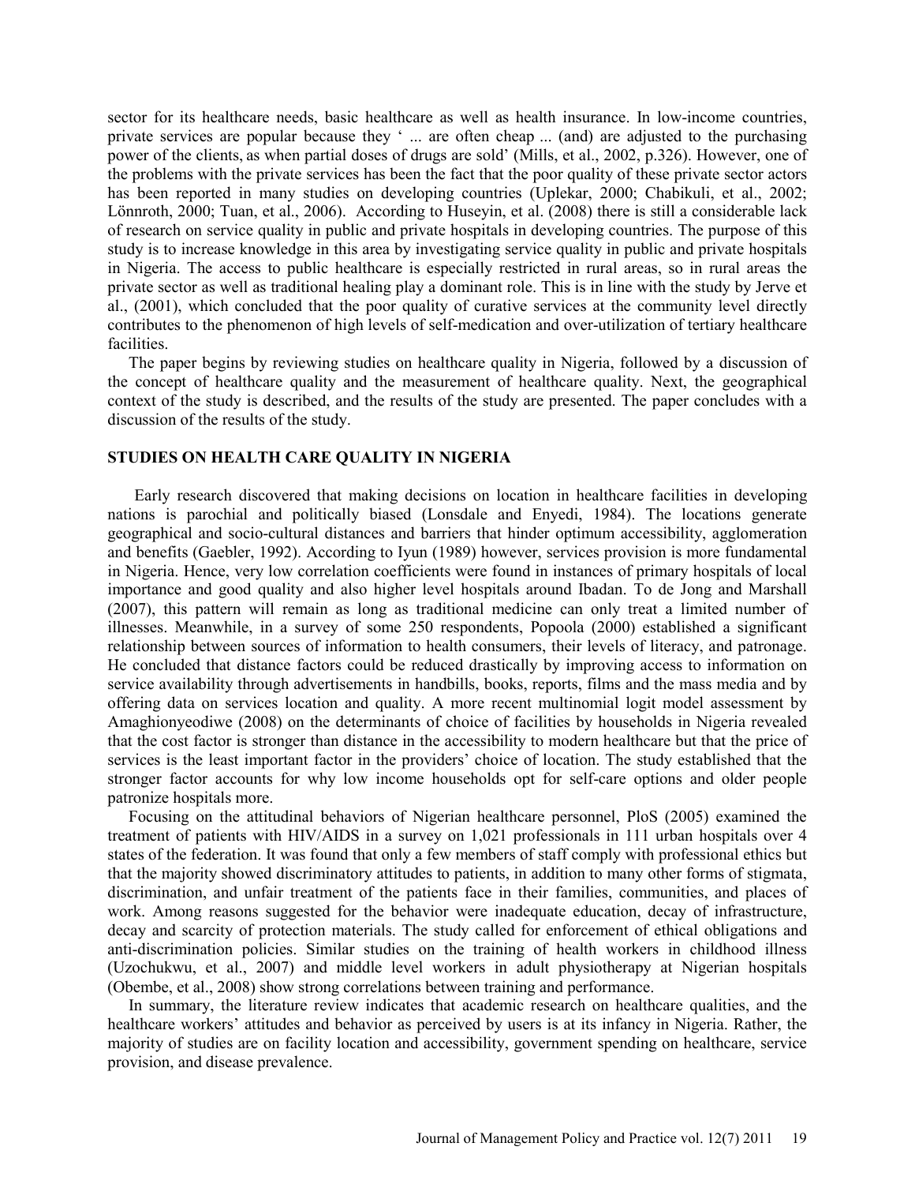sector for its healthcare needs, basic healthcare as well as health insurance. In low-income countries, private services are popular because they ' ... are often cheap ... (and) are adjusted to the purchasing power of the clients, as when partial doses of drugs are sold' (Mills, et al., 2002, p.326). However, one of the problems with the private services has been the fact that the poor quality of these private sector actors has been reported in many studies on developing countries (Uplekar, 2000; Chabikuli, et al., 2002; Lönnroth, 2000; Tuan, et al., 2006). According to Huseyin, et al. (2008) there is still a considerable lack of research on service quality in public and private hospitals in developing countries. The purpose of this study is to increase knowledge in this area by investigating service quality in public and private hospitals in Nigeria. The access to public healthcare is especially restricted in rural areas, so in rural areas the private sector as well as traditional healing play a dominant role. This is in line with the study by Jerve et al., (2001), which concluded that the poor quality of curative services at the community level directly contributes to the phenomenon of high levels of self-medication and over-utilization of tertiary healthcare facilities.

The paper begins by reviewing studies on healthcare quality in Nigeria, followed by a discussion of the concept of healthcare quality and the measurement of healthcare quality. Next, the geographical context of the study is described, and the results of the study are presented. The paper concludes with a discussion of the results of the study.

## STUDIES ON HEALTH CARE QUALITY IN NIGERIA

Early research discovered that making decisions on location in healthcare facilities in developing nations is parochial and politically biased (Lonsdale and Enyedi, 1984). The locations generate geographical and socio-cultural distances and barriers that hinder optimum accessibility, agglomeration and benefits (Gaebler, 1992). According to Iyun (1989) however, services provision is more fundamental in Nigeria. Hence, very low correlation coefficients were found in instances of primary hospitals of local importance and good quality and also higher level hospitals around Ibadan. To de Jong and Marshall (2007), this pattern will remain as long as traditional medicine can only treat a limited number of illnesses. Meanwhile, in a survey of some 250 respondents, Popoola (2000) established a significant relationship between sources of information to health consumers, their levels of literacy, and patronage. He concluded that distance factors could be reduced drastically by improving access to information on service availability through advertisements in handbills, books, reports, films and the mass media and by offering data on services location and quality. A more recent multinomial logit model assessment by Amaghionyeodiwe (2008) on the determinants of choice of facilities by households in Nigeria revealed that the cost factor is stronger than distance in the accessibility to modern healthcare but that the price of services is the least important factor in the providers' choice of location. The study established that the stronger factor accounts for why low income households opt for self-care options and older people patronize hospitals more.

Focusing on the attitudinal behaviors of Nigerian healthcare personnel, PloS (2005) examined the treatment of patients with HIV/AIDS in a survey on 1,021 professionals in 111 urban hospitals over 4 states of the federation. It was found that only a few members of staff comply with professional ethics but that the majority showed discriminatory attitudes to patients, in addition to many other forms of stigmata, discrimination, and unfair treatment of the patients face in their families, communities, and places of work. Among reasons suggested for the behavior were inadequate education, decay of infrastructure, decay and scarcity of protection materials. The study called for enforcement of ethical obligations and anti-discrimination policies. Similar studies on the training of health workers in childhood illness (Uzochukwu, et al., 2007) and middle level workers in adult physiotherapy at Nigerian hospitals (Obembe, et al., 2008) show strong correlations between training and performance.

In summary, the literature review indicates that academic research on healthcare qualities, and the healthcare workers' attitudes and behavior as perceived by users is at its infancy in Nigeria. Rather, the majority of studies are on facility location and accessibility, government spending on healthcare, service provision, and disease prevalence.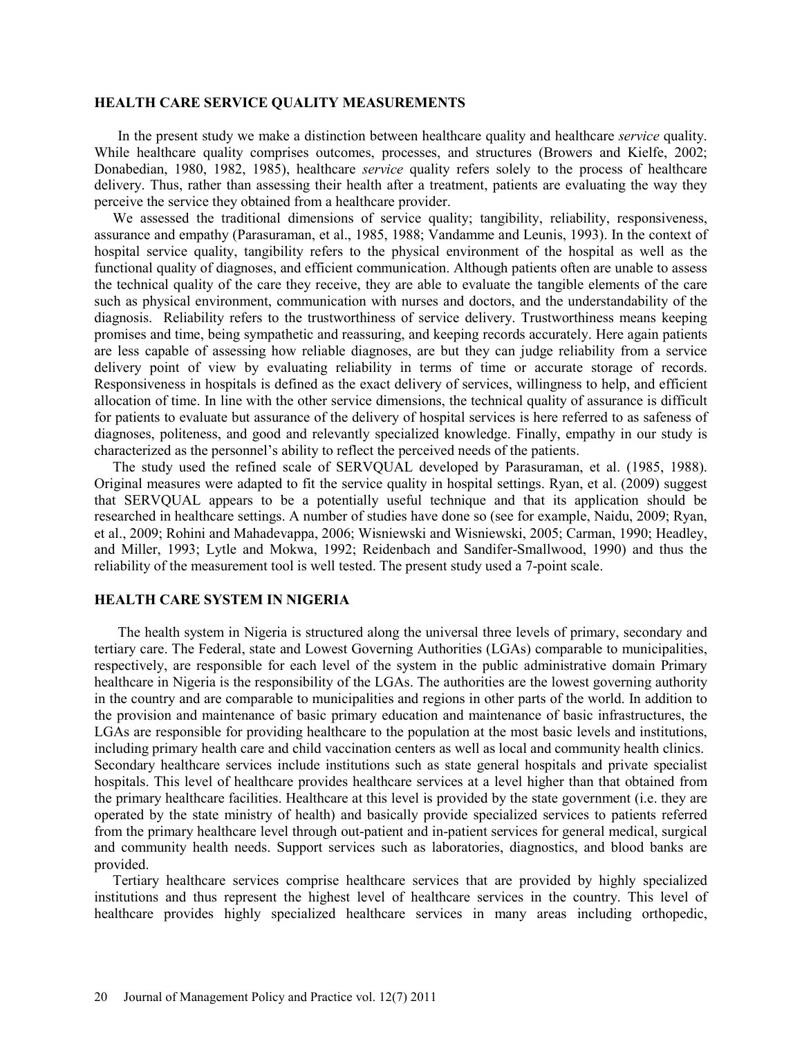## HEALTH CARE SERVICE QUALITY MEASUREMENTS

In the present study we make a distinction between healthcare quality and healthcare *service* quality. While healthcare quality comprises outcomes, processes, and structures (Browers and Kielfe, 2002; Donabedian, 1980, 1982, 1985), healthcare *service* quality refers solely to the process of healthcare delivery. Thus, rather than assessing their health after a treatment, patients are evaluating the way they perceive the service they obtained from a healthcare provider.

We assessed the traditional dimensions of service quality; tangibility, reliability, responsiveness, assurance and empathy (Parasuraman, et al., 1985, 1988; Vandamme and Leunis, 1993). In the context of hospital service quality, tangibility refers to the physical environment of the hospital as well as the functional quality of diagnoses, and efficient communication. Although patients often are unable to assess the technical quality of the care they receive, they are able to evaluate the tangible elements of the care such as physical environment, communication with nurses and doctors, and the understandability of the diagnosis. Reliability refers to the trustworthiness of service delivery. Trustworthiness means keeping promises and time, being sympathetic and reassuring, and keeping records accurately. Here again patients are less capable of assessing how reliable diagnoses, are but they can judge reliability from a service delivery point of view by evaluating reliability in terms of time or accurate storage of records. Responsiveness in hospitals is defined as the exact delivery of services, willingness to help, and efficient allocation of time. In line with the other service dimensions, the technical quality of assurance is difficult for patients to evaluate but assurance of the delivery of hospital services is here referred to as safeness of diagnoses, politeness, and good and relevantly specialized knowledge. Finally, empathy in our study is characterized as the personnel's ability to reflect the perceived needs of the patients.

The study used the refined scale of SERVQUAL developed by Parasuraman, et al. (1985, 1988). Original measures were adapted to fit the service quality in hospital settings. Ryan, et al. (2009) suggest that SERVQUAL appears to be a potentially useful technique and that its application should be researched in healthcare settings. A number of studies have done so (see for example, Naidu, 2009; Ryan, et al., 2009; Rohini and Mahadevappa, 2006; Wisniewski and Wisniewski, 2005; Carman, 1990; Headley, and Miller, 1993; Lytle and Mokwa, 1992; Reidenbach and Sandifer-Smallwood, 1990) and thus the reliability of the measurement tool is well tested. The present study used a 7-point scale.

## HEALTH CARE SYSTEM IN NIGERIA

The health system in Nigeria is structured along the universal three levels of primary, secondary and tertiary care. The Federal, state and Lowest Governing Authorities (LGAs) comparable to municipalities, respectively, are responsible for each level of the system in the public administrative domain Primary healthcare in Nigeria is the responsibility of the LGAs. The authorities are the lowest governing authority in the country and are comparable to municipalities and regions in other parts of the world. In addition to the provision and maintenance of basic primary education and maintenance of basic infrastructures, the LGAs are responsible for providing healthcare to the population at the most basic levels and institutions, including primary health care and child vaccination centers as well as local and community health clinics. Secondary healthcare services include institutions such as state general hospitals and private specialist hospitals. This level of healthcare provides healthcare services at a level higher than that obtained from the primary healthcare facilities. Healthcare at this level is provided by the state government (i.e. they are operated by the state ministry of health) and basically provide specialized services to patients referred from the primary healthcare level through out-patient and in-patient services for general medical, surgical and community health needs. Support services such as laboratories, diagnostics, and blood banks are provided.

Tertiary healthcare services comprise healthcare services that are provided by highly specialized institutions and thus represent the highest level of healthcare services in the country. This level of healthcare provides highly specialized healthcare services in many areas including orthopedic,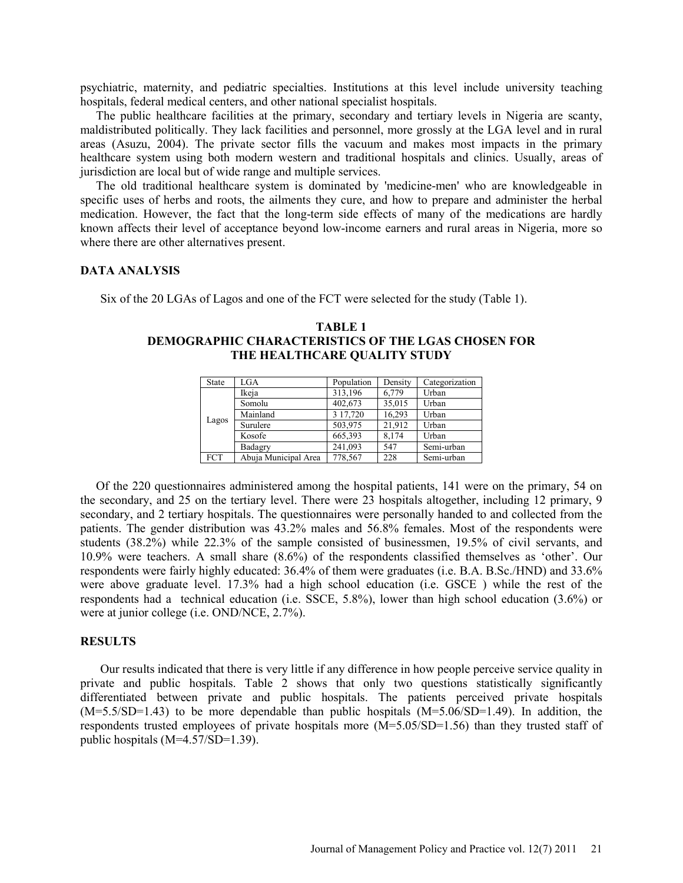psychiatric, maternity, and pediatric specialties. Institutions at this level include university teaching hospitals, federal medical centers, and other national specialist hospitals.

The public healthcare facilities at the primary, secondary and tertiary levels in Nigeria are scanty, maldistributed politically. They lack facilities and personnel, more grossly at the LGA level and in rural areas (Asuzu, 2004). The private sector fills the vacuum and makes most impacts in the primary healthcare system using both modern western and traditional hospitals and clinics. Usually, areas of jurisdiction are local but of wide range and multiple services.

The old traditional healthcare system is dominated by 'medicine-men' who are knowledgeable in specific uses of herbs and roots, the ailments they cure, and how to prepare and administer the herbal medication. However, the fact that the long-term side effects of many of the medications are hardly known affects their level of acceptance beyond low-income earners and rural areas in Nigeria, more so where there are other alternatives present.

## DATA ANALYSIS

Six of the 20 LGAs of Lagos and one of the FCT were selected for the study (Table 1).

**TABLE 1**
**DEMOGRAPHIC CHARACTERISTICS OF THE LGAS CHOSEN FOR THE HEALTHCARE QUALITY STUDY**

| State | LGA | Population | Density | Categorization |
|---|---|---|---|---|
| Lagos | Ikeja | 313,196 | 6,779 | Urban |
| | Somolu | 402,673 | 35,015 | Urban |
| | Mainland | 3 17,720 | 16,293 | Urban |
| | Surulere | 503,975 | 21,912 | Urban |
| | Kosofe | 665,393 | 8,174 | Urban |
| | Badagry | 241,093 | 547 | Semi-urban |
| FCT | Abuja Municipal Area | 778,567 | 228 | Semi-urban |

Of the 220 questionnaires administered among the hospital patients, 141 were on the primary, 54 on the secondary, and 25 on the tertiary level. There were 23 hospitals altogether, including 12 primary, 9 secondary, and 2 tertiary hospitals. The questionnaires were personally handed to and collected from the patients. The gender distribution was 43.2% males and 56.8% females. Most of the respondents were students (38.2%) while 22.3% of the sample consisted of businessmen, 19.5% of civil servants, and 10.9% were teachers. A small share (8.6%) of the respondents classified themselves as 'other'. Our respondents were fairly highly educated: 36.4% of them were graduates (i.e. B.A. B.Sc./HND) and 33.6% were above graduate level. 17.3% had a high school education (i.e. GSCE ) while the rest of the respondents had a technical education (i.e. SSCE, 5.8%), lower than high school education (3.6%) or were at junior college (i.e. OND/NCE, 2.7%).

## RESULTS

Our results indicated that there is very little if any difference in how people perceive service quality in private and public hospitals. Table 2 shows that only two questions statistically significantly differentiated between private and public hospitals. The patients perceived private hospitals (M=5.5/SD=1.43) to be more dependable than public hospitals (M=5.06/SD=1.49). In addition, the respondents trusted employees of private hospitals more (M=5.05/SD=1.56) than they trusted staff of public hospitals (M=4.57/SD=1.39).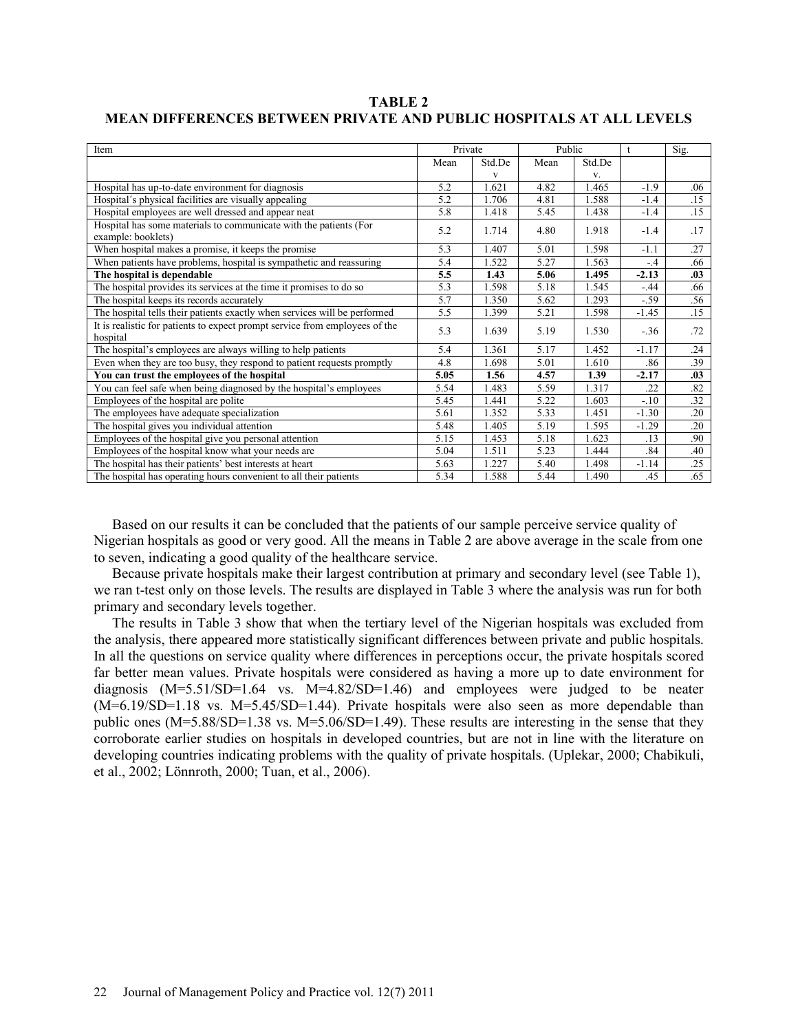**TABLE 2**
**MEAN DIFFERENCES BETWEEN PRIVATE AND PUBLIC HOSPITALS AT ALL LEVELS**

| Item | Private | | Public | | t | Sig. |
|---|---|---|---|---|---|---|
| | Mean | Std.Dev | Mean | Std.Dev. | | |
| Hospital has up-to-date environment for diagnosis | 5.2 | 1.621 | 4.82 | 1.465 | -1.9 | .06 |
| Hospital´s physical facilities are visually appealing | 5.2 | 1.706 | 4.81 | 1.588 | -1.4 | .15 |
| Hospital employees are well dressed and appear neat | 5.8 | 1.418 | 5.45 | 1.438 | -1.4 | .15 |
| Hospital has some materials to communicate with the patients (For example: booklets) | 5.2 | 1.714 | 4.80 | 1.918 | -1.4 | .17 |
| When hospital makes a promise, it keeps the promise | 5.3 | 1.407 | 5.01 | 1.598 | -1.1 | .27 |
| When patients have problems, hospital is sympathetic and reassuring | 5.4 | 1.522 | 5.27 | 1.563 | -.4 | .66 |
| **The hospital is dependable** | **5.5** | **1.43** | **5.06** | **1.495** | **-2.13** | **.03** |
| The hospital provides its services at the time it promises to do so | 5.3 | 1.598 | 5.18 | 1.545 | -.44 | .66 |
| The hospital keeps its records accurately | 5.7 | 1.350 | 5.62 | 1.293 | -.59 | .56 |
| The hospital tells their patients exactly when services will be performed | 5.5 | 1.399 | 5.21 | 1.598 | -1.45 | .15 |
| It is realistic for patients to expect prompt service from employees of the hospital | 5.3 | 1.639 | 5.19 | 1.530 | -.36 | .72 |
| The hospital's employees are always willing to help patients | 5.4 | 1.361 | 5.17 | 1.452 | -1.17 | .24 |
| Even when they are too busy, they respond to patient requests promptly | 4.8 | 1.698 | 5.01 | 1.610 | .86 | .39 |
| **You can trust the employees of the hospital** | **5.05** | **1.56** | **4.57** | **1.39** | **-2.17** | **.03** |
| You can feel safe when being diagnosed by the hospital's employees | 5.54 | 1.483 | 5.59 | 1.317 | .22 | .82 |
| Employees of the hospital are polite | 5.45 | 1.441 | 5.22 | 1.603 | -.10 | .32 |
| The employees have adequate specialization | 5.61 | 1.352 | 5.33 | 1.451 | -1.30 | .20 |
| The hospital gives you individual attention | 5.48 | 1.405 | 5.19 | 1.595 | -1.29 | .20 |
| Employees of the hospital give you personal attention | 5.15 | 1.453 | 5.18 | 1.623 | .13 | .90 |
| Employees of the hospital know what your needs are | 5.04 | 1.511 | 5.23 | 1.444 | .84 | .40 |
| The hospital has their patients' best interests at heart | 5.63 | 1.227 | 5.40 | 1.498 | -1.14 | .25 |
| The hospital has operating hours convenient to all their patients | 5.34 | 1.588 | 5.44 | 1.490 | .45 | .65 |

Based on our results it can be concluded that the patients of our sample perceive service quality of Nigerian hospitals as good or very good. All the means in Table 2 are above average in the scale from one to seven, indicating a good quality of the healthcare service.

Because private hospitals make their largest contribution at primary and secondary level (see Table 1), we ran t-test only on those levels. The results are displayed in Table 3 where the analysis was run for both primary and secondary levels together.

The results in Table 3 show that when the tertiary level of the Nigerian hospitals was excluded from the analysis, there appeared more statistically significant differences between private and public hospitals. In all the questions on service quality where differences in perceptions occur, the private hospitals scored far better mean values. Private hospitals were considered as having a more up to date environment for diagnosis (M=5.51/SD=1.64 vs. M=4.82/SD=1.46) and employees were judged to be neater (M=6.19/SD=1.18 vs. M=5.45/SD=1.44). Private hospitals were also seen as more dependable than public ones (M=5.88/SD=1.38 vs. M=5.06/SD=1.49). These results are interesting in the sense that they corroborate earlier studies on hospitals in developed countries, but are not in line with the literature on developing countries indicating problems with the quality of private hospitals. (Uplekar, 2000; Chabikuli, et al., 2002; Lönnroth, 2000; Tuan, et al., 2006).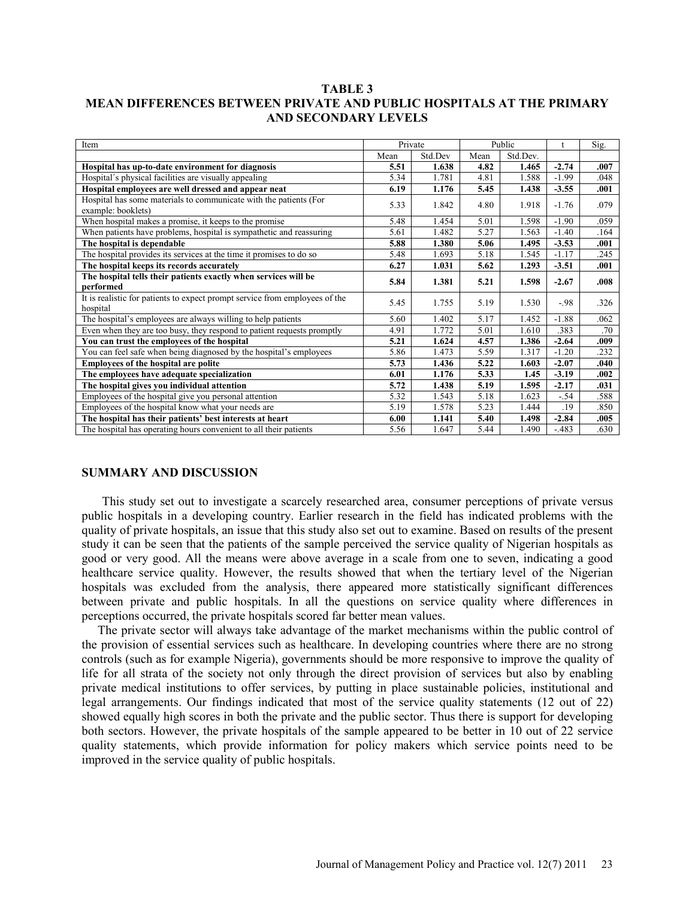**TABLE 3**
**MEAN DIFFERENCES BETWEEN PRIVATE AND PUBLIC HOSPITALS AT THE PRIMARY AND SECONDARY LEVELS**

| Item | Private | | Public | | t | Sig. |
|---|---|---|---|---|---|---|
| | Mean | Std.Dev | Mean | Std.Dev. | | |
| **Hospital has up-to-date environment for diagnosis** | **5.51** | **1.638** | **4.82** | **1.465** | **-2.74** | **.007** |
| Hospital´s physical facilities are visually appealing | 5.34 | 1.781 | 4.81 | 1.588 | -1.99 | .048 |
| **Hospital employees are well dressed and appear neat** | **6.19** | **1.176** | **5.45** | **1.438** | **-3.55** | **.001** |
| Hospital has some materials to communicate with the patients (For example: booklets) | 5.33 | 1.842 | 4.80 | 1.918 | -1.76 | .079 |
| When hospital makes a promise, it keeps to the promise | 5.48 | 1.454 | 5.01 | 1.598 | -1.90 | .059 |
| When patients have problems, hospital is sympathetic and reassuring | 5.61 | 1.482 | 5.27 | 1.563 | -1.40 | .164 |
| **The hospital is dependable** | **5.88** | **1.380** | **5.06** | **1.495** | **-3.53** | **.001** |
| The hospital provides its services at the time it promises to do so | 5.48 | 1.693 | 5.18 | 1.545 | -1.17 | .245 |
| **The hospital keeps its records accurately** | **6.27** | **1.031** | **5.62** | **1.293** | **-3.51** | **.001** |
| **The hospital tells their patients exactly when services will be performed** | **5.84** | **1.381** | **5.21** | **1.598** | **-2.67** | **.008** |
| It is realistic for patients to expect prompt service from employees of the hospital | 5.45 | 1.755 | 5.19 | 1.530 | -.98 | .326 |
| The hospital's employees are always willing to help patients | 5.60 | 1.402 | 5.17 | 1.452 | -1.88 | .062 |
| Even when they are too busy, they respond to patient requests promptly | 4.91 | 1.772 | 5.01 | 1.610 | .383 | .70 |
| **You can trust the employees of the hospital** | **5.21** | **1.624** | **4.57** | **1.386** | **-2.64** | **.009** |
| You can feel safe when being diagnosed by the hospital's employees | 5.86 | 1.473 | 5.59 | 1.317 | -1.20 | .232 |
| **Employees of the hospital are polite** | **5.73** | **1.436** | **5.22** | **1.603** | **-2.07** | **.040** |
| **The employees have adequate specialization** | **6.01** | **1.176** | **5.33** | **1.45** | **-3.19** | **.002** |
| **The hospital gives you individual attention** | **5.72** | **1.438** | **5.19** | **1.595** | **-2.17** | **.031** |
| Employees of the hospital give you personal attention | 5.32 | 1.543 | 5.18 | 1.623 | -.54 | .588 |
| Employees of the hospital know what your needs are | 5.19 | 1.578 | 5.23 | 1.444 | .19 | .850 |
| **The hospital has their patients' best interests at heart** | **6.00** | **1.141** | **5.40** | **1.498** | **-2.84** | **.005** |
| The hospital has operating hours convenient to all their patients | 5.56 | 1.647 | 5.44 | 1.490 | -.483 | .630 |

## SUMMARY AND DISCUSSION

This study set out to investigate a scarcely researched area, consumer perceptions of private versus public hospitals in a developing country. Earlier research in the field has indicated problems with the quality of private hospitals, an issue that this study also set out to examine. Based on results of the present study it can be seen that the patients of the sample perceived the service quality of Nigerian hospitals as good or very good. All the means were above average in a scale from one to seven, indicating a good healthcare service quality. However, the results showed that when the tertiary level of the Nigerian hospitals was excluded from the analysis, there appeared more statistically significant differences between private and public hospitals. In all the questions on service quality where differences in perceptions occurred, the private hospitals scored far better mean values.

The private sector will always take advantage of the market mechanisms within the public control of the provision of essential services such as healthcare. In developing countries where there are no strong controls (such as for example Nigeria), governments should be more responsive to improve the quality of life for all strata of the society not only through the direct provision of services but also by enabling private medical institutions to offer services, by putting in place sustainable policies, institutional and legal arrangements. Our findings indicated that most of the service quality statements (12 out of 22) showed equally high scores in both the private and the public sector. Thus there is support for developing both sectors. However, the private hospitals of the sample appeared to be better in 10 out of 22 service quality statements, which provide information for policy makers which service points need to be improved in the service quality of public hospitals.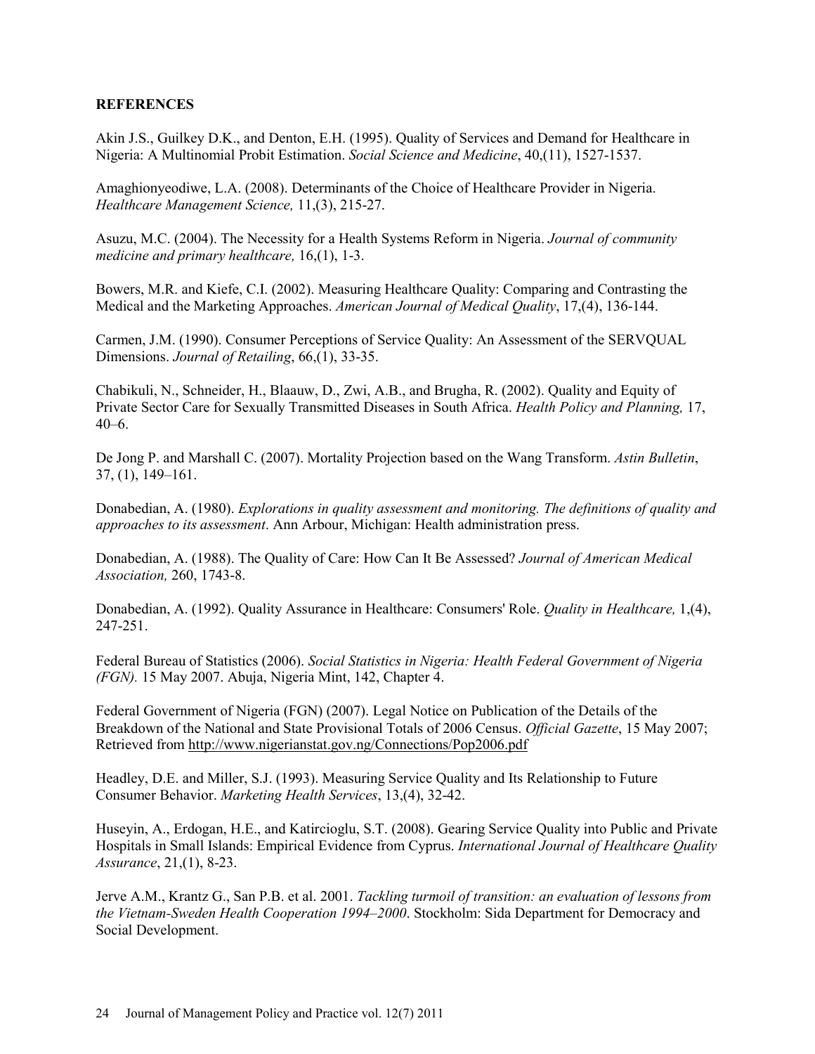**REFERENCES**

Akin J.S., Guilkey D.K., and Denton, E.H. (1995). Quality of Services and Demand for Healthcare in Nigeria: A Multinomial Probit Estimation. *Social Science and Medicine*, 40,(11), 1527-1537.

Amaghionyeodiwe, L.A. (2008). Determinants of the Choice of Healthcare Provider in Nigeria. *Healthcare Management Science,* 11,(3), 215-27.

Asuzu, M.C. (2004). The Necessity for a Health Systems Reform in Nigeria. *Journal of community medicine and primary healthcare,* 16,(1), 1-3.

Bowers, M.R. and Kiefe, C.I. (2002). Measuring Healthcare Quality: Comparing and Contrasting the Medical and the Marketing Approaches. *American Journal of Medical Quality*, 17,(4), 136-144.

Carmen, J.M. (1990). Consumer Perceptions of Service Quality: An Assessment of the SERVQUAL Dimensions. *Journal of Retailing*, 66,(1), 33-35.

Chabikuli, N., Schneider, H., Blaauw, D., Zwi, A.B., and Brugha, R. (2002). Quality and Equity of Private Sector Care for Sexually Transmitted Diseases in South Africa. *Health Policy and Planning,* 17, 40–6.

De Jong P. and Marshall C. (2007). Mortality Projection based on the Wang Transform. *Astin Bulletin*, 37, (1), 149–161.

Donabedian, A. (1980). *Explorations in quality assessment and monitoring. The definitions of quality and approaches to its assessment*. Ann Arbour, Michigan: Health administration press.

Donabedian, A. (1988). The Quality of Care: How Can It Be Assessed? *Journal of American Medical Association,* 260, 1743-8.

Donabedian, A. (1992). Quality Assurance in Healthcare: Consumers' Role. *Quality in Healthcare,* 1,(4), 247-251.

Federal Bureau of Statistics (2006). *Social Statistics in Nigeria: Health Federal Government of Nigeria (FGN).* 15 May 2007. Abuja, Nigeria Mint, 142, Chapter 4.

Federal Government of Nigeria (FGN) (2007). Legal Notice on Publication of the Details of the Breakdown of the National and State Provisional Totals of 2006 Census. *Official Gazette*, 15 May 2007; Retrieved from http://www.nigerianstat.gov.ng/Connections/Pop2006.pdf

Headley, D.E. and Miller, S.J. (1993). Measuring Service Quality and Its Relationship to Future Consumer Behavior. *Marketing Health Services*, 13,(4), 32-42.

Huseyin, A., Erdogan, H.E., and Katircioglu, S.T. (2008). Gearing Service Quality into Public and Private Hospitals in Small Islands: Empirical Evidence from Cyprus. *International Journal of Healthcare Quality Assurance*, 21,(1), 8-23.

Jerve A.M., Krantz G., San P.B. et al. 2001. *Tackling turmoil of transition: an evaluation of lessons from the Vietnam-Sweden Health Cooperation 1994–2000*. Stockholm: Sida Department for Democracy and Social Development.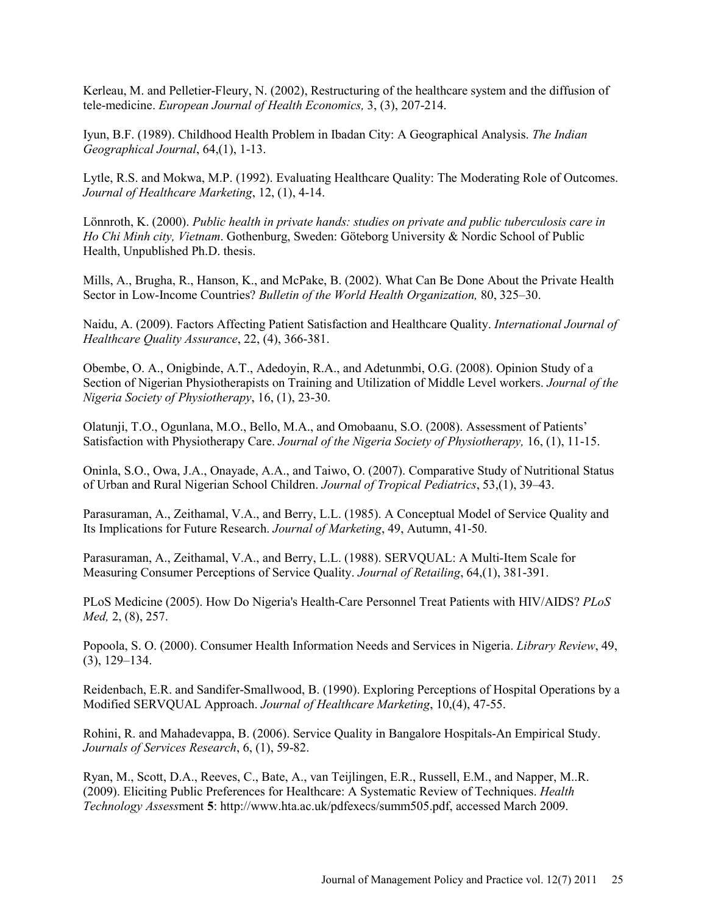Kerleau, M. and Pelletier-Fleury, N. (2002), Restructuring of the healthcare system and the diffusion of tele-medicine. *European Journal of Health Economics,* 3, (3), 207-214.

Iyun, B.F. (1989). Childhood Health Problem in Ibadan City: A Geographical Analysis. *The Indian Geographical Journal*, 64,(1), 1-13.

Lytle, R.S. and Mokwa, M.P. (1992). Evaluating Healthcare Quality: The Moderating Role of Outcomes. *Journal of Healthcare Marketing*, 12, (1), 4-14.

Lönnroth, K. (2000). *Public health in private hands: studies on private and public tuberculosis care in Ho Chi Minh city, Vietnam*. Gothenburg, Sweden: Göteborg University & Nordic School of Public Health, Unpublished Ph.D. thesis.

Mills, A., Brugha, R., Hanson, K., and McPake, B. (2002). What Can Be Done About the Private Health Sector in Low-Income Countries? *Bulletin of the World Health Organization,* 80, 325–30.

Naidu, A. (2009). Factors Affecting Patient Satisfaction and Healthcare Quality. *International Journal of Healthcare Quality Assurance*, 22, (4), 366-381.

Obembe, O. A., Onigbinde, A.T., Adedoyin, R.A., and Adetunmbi, O.G. (2008). Opinion Study of a Section of Nigerian Physiotherapists on Training and Utilization of Middle Level workers. *Journal of the Nigeria Society of Physiotherapy*, 16, (1), 23-30.

Olatunji, T.O., Ogunlana, M.O., Bello, M.A., and Omobaanu, S.O. (2008). Assessment of Patients' Satisfaction with Physiotherapy Care. *Journal of the Nigeria Society of Physiotherapy,* 16, (1), 11-15.

Oninla, S.O., Owa, J.A., Onayade, A.A., and Taiwo, O. (2007). Comparative Study of Nutritional Status of Urban and Rural Nigerian School Children. *Journal of Tropical Pediatrics*, 53,(1), 39–43.

Parasuraman, A., Zeithamal, V.A., and Berry, L.L. (1985). A Conceptual Model of Service Quality and Its Implications for Future Research. *Journal of Marketing*, 49, Autumn, 41-50.

Parasuraman, A., Zeithamal, V.A., and Berry, L.L. (1988). SERVQUAL: A Multi-Item Scale for Measuring Consumer Perceptions of Service Quality. *Journal of Retailing*, 64,(1), 381-391.

PLoS Medicine (2005). How Do Nigeria's Health-Care Personnel Treat Patients with HIV/AIDS? *PLoS Med,* 2, (8), 257.

Popoola, S. O. (2000). Consumer Health Information Needs and Services in Nigeria. *Library Review*, 49, (3), 129–134.

Reidenbach, E.R. and Sandifer-Smallwood, B. (1990). Exploring Perceptions of Hospital Operations by a Modified SERVQUAL Approach. *Journal of Healthcare Marketing*, 10,(4), 47-55.

Rohini, R. and Mahadevappa, B. (2006). Service Quality in Bangalore Hospitals-An Empirical Study. *Journals of Services Research*, 6, (1), 59-82.

Ryan, M., Scott, D.A., Reeves, C., Bate, A., van Teijlingen, E.R., Russell, E.M., and Napper, M..R. (2009). Eliciting Public Preferences for Healthcare: A Systematic Review of Techniques. *Health Technology Assess*ment **5**: http://www.hta.ac.uk/pdfexecs/summ505.pdf, accessed March 2009.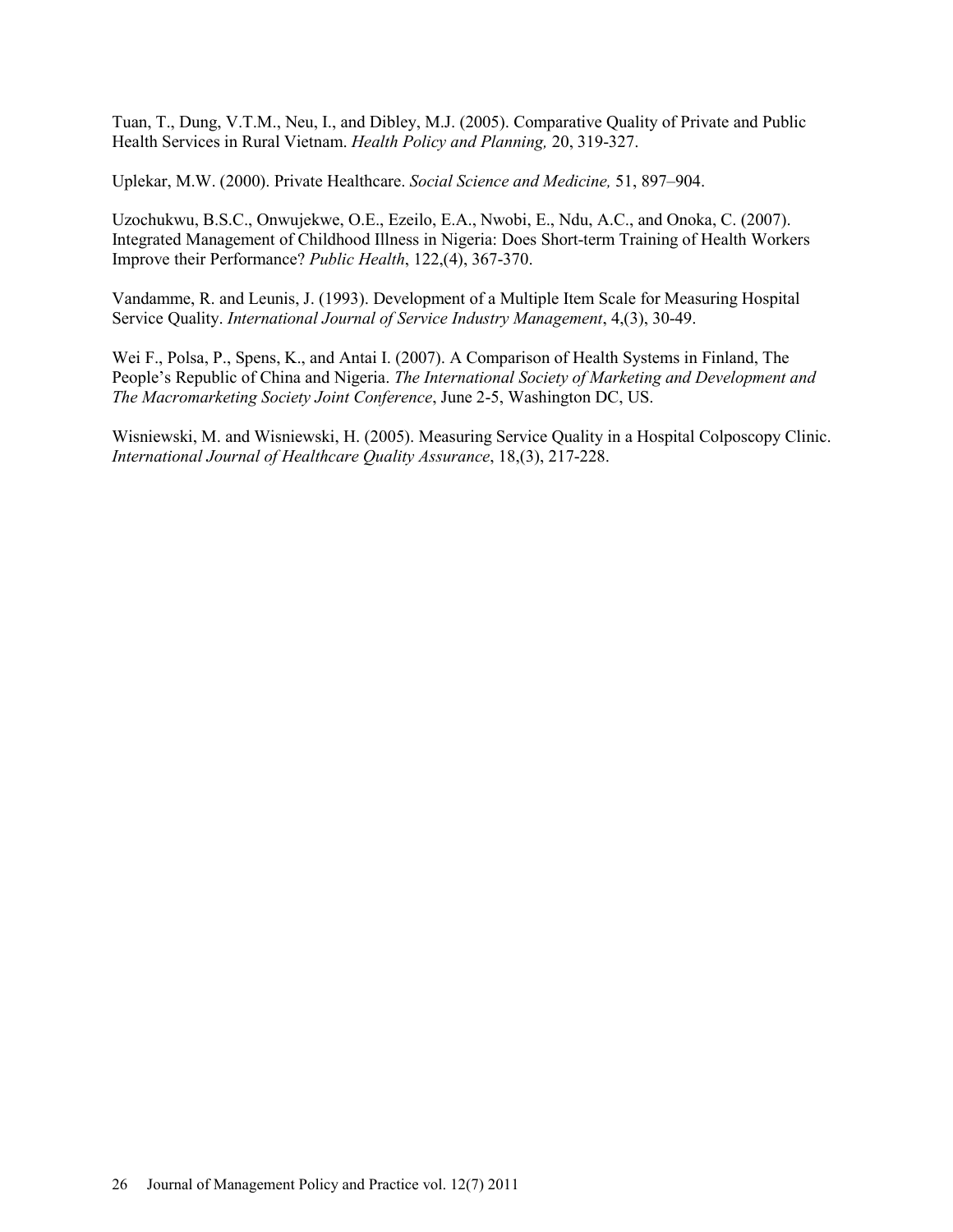Tuan, T., Dung, V.T.M., Neu, I., and Dibley, M.J. (2005). Comparative Quality of Private and Public Health Services in Rural Vietnam. *Health Policy and Planning,* 20, 319-327.

Uplekar, M.W. (2000). Private Healthcare. *Social Science and Medicine,* 51, 897–904.

Uzochukwu, B.S.C., Onwujekwe, O.E., Ezeilo, E.A., Nwobi, E., Ndu, A.C., and Onoka, C. (2007). Integrated Management of Childhood Illness in Nigeria: Does Short-term Training of Health Workers Improve their Performance? *Public Health*, 122,(4), 367-370.

Vandamme, R. and Leunis, J. (1993). Development of a Multiple Item Scale for Measuring Hospital Service Quality. *International Journal of Service Industry Management*, 4,(3), 30-49.

Wei F., Polsa, P., Spens, K., and Antai I. (2007). A Comparison of Health Systems in Finland, The People's Republic of China and Nigeria. *The International Society of Marketing and Development and The Macromarketing Society Joint Conference*, June 2-5, Washington DC, US.

Wisniewski, M. and Wisniewski, H. (2005). Measuring Service Quality in a Hospital Colposcopy Clinic. *International Journal of Healthcare Quality Assurance*, 18,(3), 217-228.